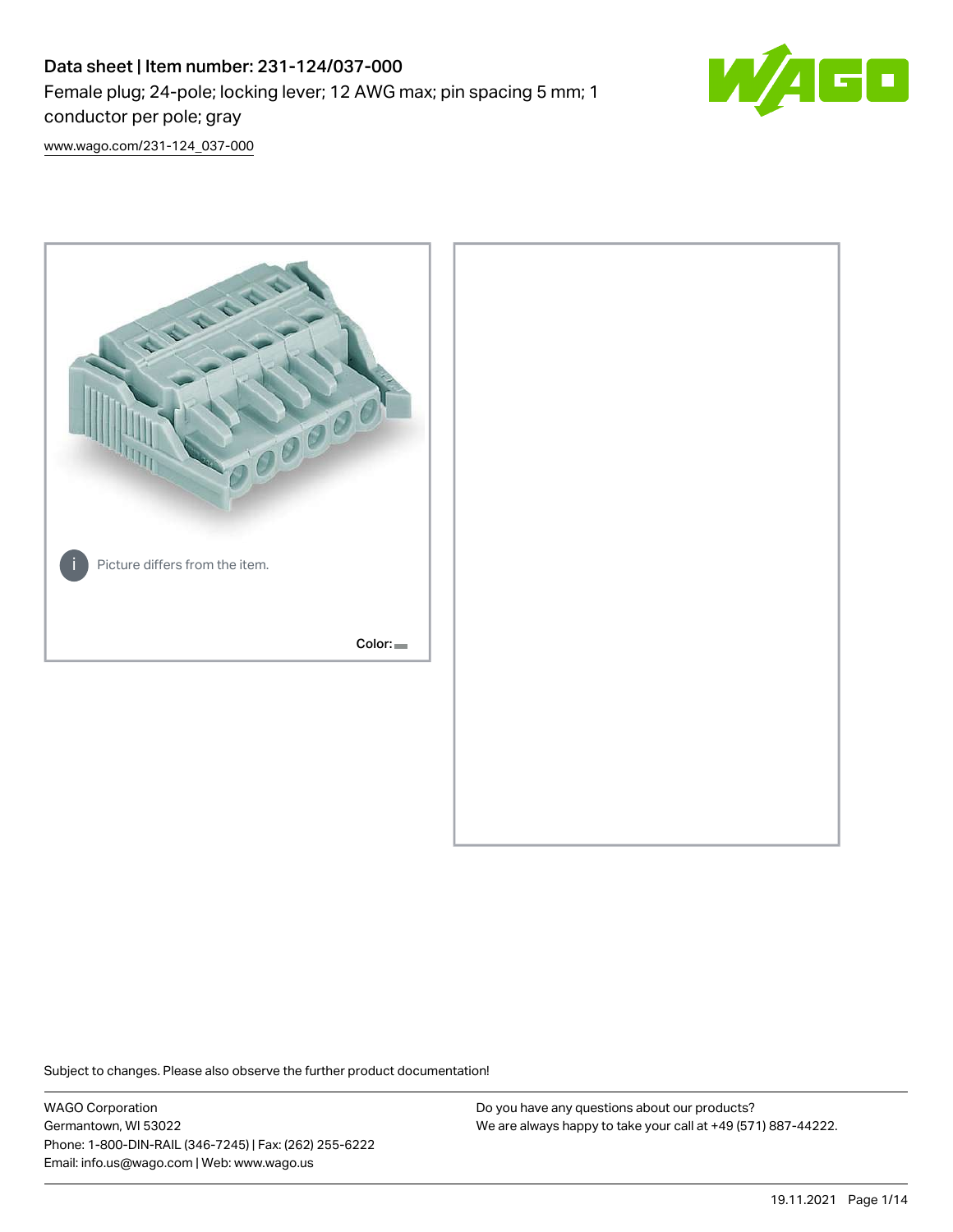# Data sheet | Item number: 231-124/037-000

Female plug; 24-pole; locking lever; 12 AWG max; pin spacing 5 mm; 1 conductor per pole; gray

www.wago.com/231-124_037-000

Picture differs from the item.

Color:

Subject to changes. Please also observe the further product documentation!

WAGO Corporation
Germantown, WI 53022
Phone: 1-800-DIN-RAIL (346-7245) | Fax: (262) 255-6222
Email: info.us@wago.com | Web: www.wago.us

Do you have any questions about our products?
We are always happy to take your call at +49 (571) 887-44222.

19.11.2021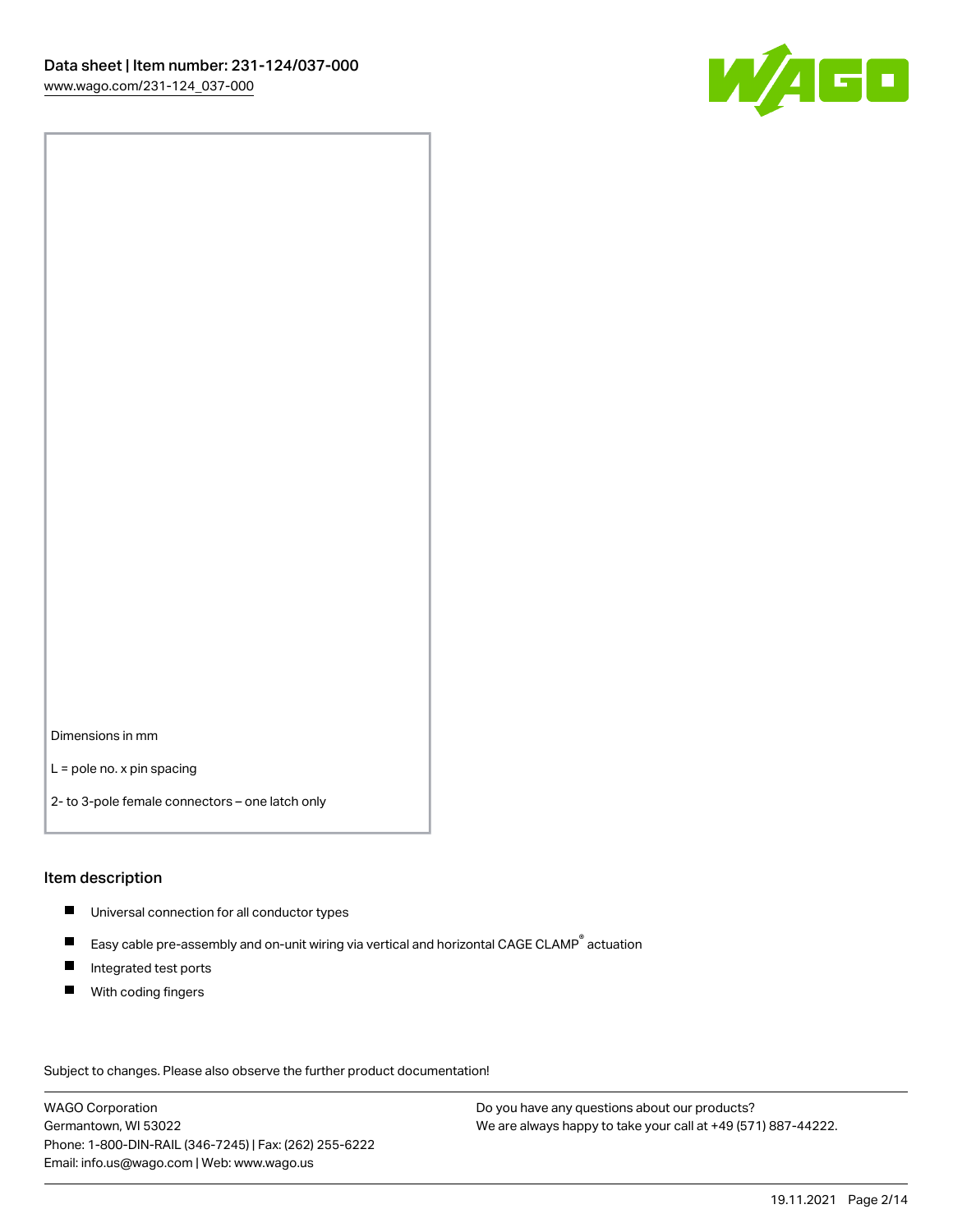Dimensions in mm

L = pole no. x pin spacing

2- to 3-pole female connectors – one latch only

## Item description

- Universal connection for all conductor types
- Easy cable pre-assembly and on-unit wiring via vertical and horizontal CAGE CLAMP® actuation
- Integrated test ports
- With coding fingers

Subject to changes. Please also observe the further product documentation!

WAGO Corporation
Germantown, WI 53022
Phone: 1-800-DIN-RAIL (346-7245) | Fax: (262) 255-6222
Email: info.us@wago.com | Web: www.wago.us

Do you have any questions about our products?
We are always happy to take your call at +49 (571) 887-44222.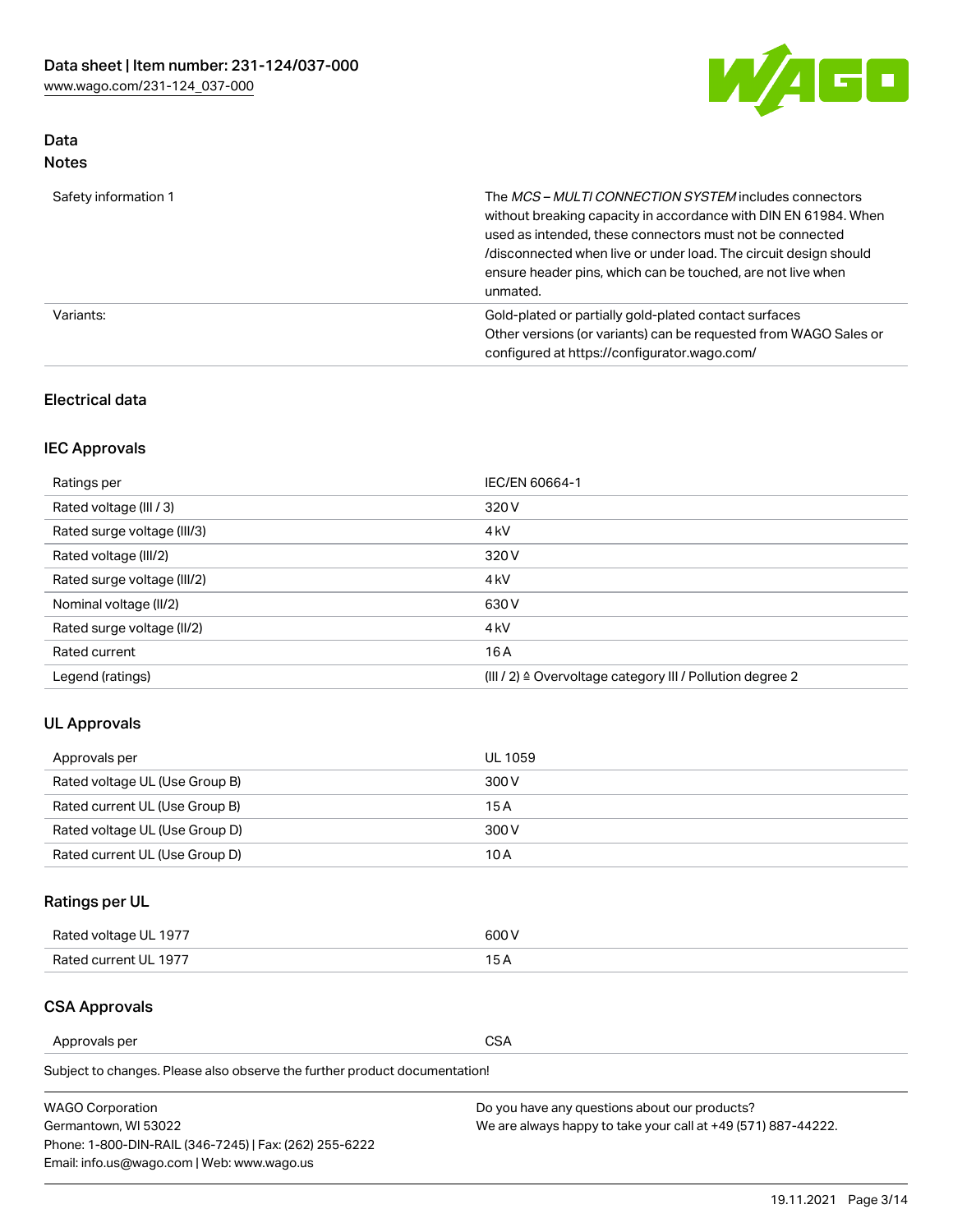## Data

### Notes

| | |
|---|---|
| Safety information 1 | The *MCS – MULTI CONNECTION SYSTEM* includes connectors without breaking capacity in accordance with DIN EN 61984. When used as intended, these connectors must not be connected /disconnected when live or under load. The circuit design should ensure header pins, which can be touched, are not live when unmated. |
| Variants: | Gold-plated or partially gold-plated contact surfaces<br>Other versions (or variants) can be requested from WAGO Sales or configured at https://configurator.wago.com/ |

## Electrical data

### IEC Approvals

| | |
|---|---|
| Ratings per | IEC/EN 60664-1 |
| Rated voltage (III / 3) | 320 V |
| Rated surge voltage (III/3) | 4 kV |
| Rated voltage (III/2) | 320 V |
| Rated surge voltage (III/2) | 4 kV |
| Nominal voltage (II/2) | 630 V |
| Rated surge voltage (II/2) | 4 kV |
| Rated current | 16 A |
| Legend (ratings) | (III / 2) ≙ Overvoltage category III / Pollution degree 2 |

### UL Approvals

| | |
|---|---|
| Approvals per | UL 1059 |
| Rated voltage UL (Use Group B) | 300 V |
| Rated current UL (Use Group B) | 15 A |
| Rated voltage UL (Use Group D) | 300 V |
| Rated current UL (Use Group D) | 10 A |

### Ratings per UL

| | |
|---|---|
| Rated voltage UL 1977 | 600 V |
| Rated current UL 1977 | 15 A |

### CSA Approvals

| | |
|---|---|
| Approvals per | CSA |

Subject to changes. Please also observe the further product documentation!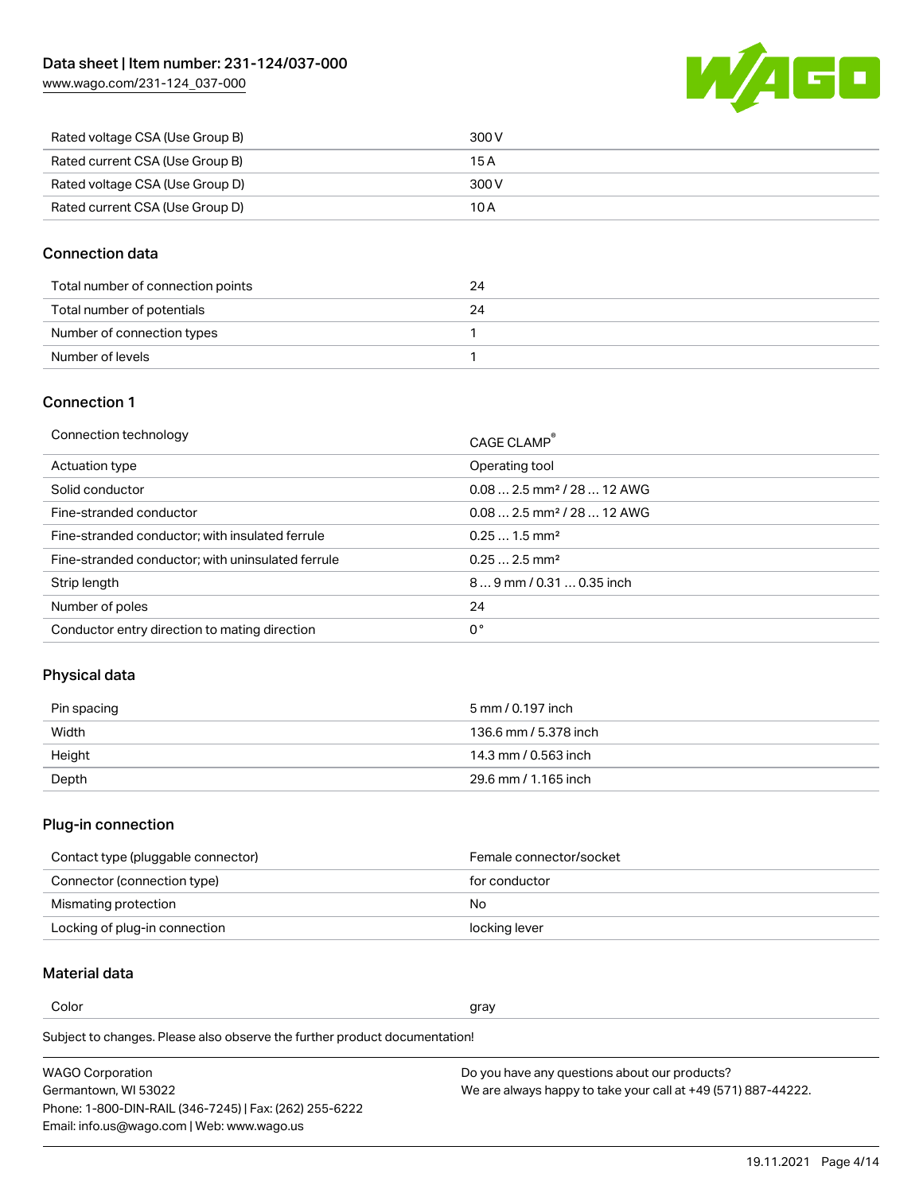| | |
|---|---|
| Rated voltage CSA (Use Group B) | 300 V |
| Rated current CSA (Use Group B) | 15 A |
| Rated voltage CSA (Use Group D) | 300 V |
| Rated current CSA (Use Group D) | 10 A |

## Connection data

| | |
|---|---|
| Total number of connection points | 24 |
| Total number of potentials | 24 |
| Number of connection types | 1 |
| Number of levels | 1 |

## Connection 1

| | |
|---|---|
| Connection technology | CAGE CLAMP® |
| Actuation type | Operating tool |
| Solid conductor | 0.08 … 2.5 mm² / 28 … 12 AWG |
| Fine-stranded conductor | 0.08 … 2.5 mm² / 28 … 12 AWG |
| Fine-stranded conductor; with insulated ferrule | 0.25 … 1.5 mm² |
| Fine-stranded conductor; with uninsulated ferrule | 0.25 … 2.5 mm² |
| Strip length | 8 … 9 mm / 0.31 … 0.35 inch |
| Number of poles | 24 |
| Conductor entry direction to mating direction | 0 ° |

## Physical data

| | |
|---|---|
| Pin spacing | 5 mm / 0.197 inch |
| Width | 136.6 mm / 5.378 inch |
| Height | 14.3 mm / 0.563 inch |
| Depth | 29.6 mm / 1.165 inch |

## Plug-in connection

| | |
|---|---|
| Contact type (pluggable connector) | Female connector/socket |
| Connector (connection type) | for conductor |
| Mismating protection | No |
| Locking of plug-in connection | locking lever |

## Material data

| | |
|---|---|
| Color | gray |

Subject to changes. Please also observe the further product documentation!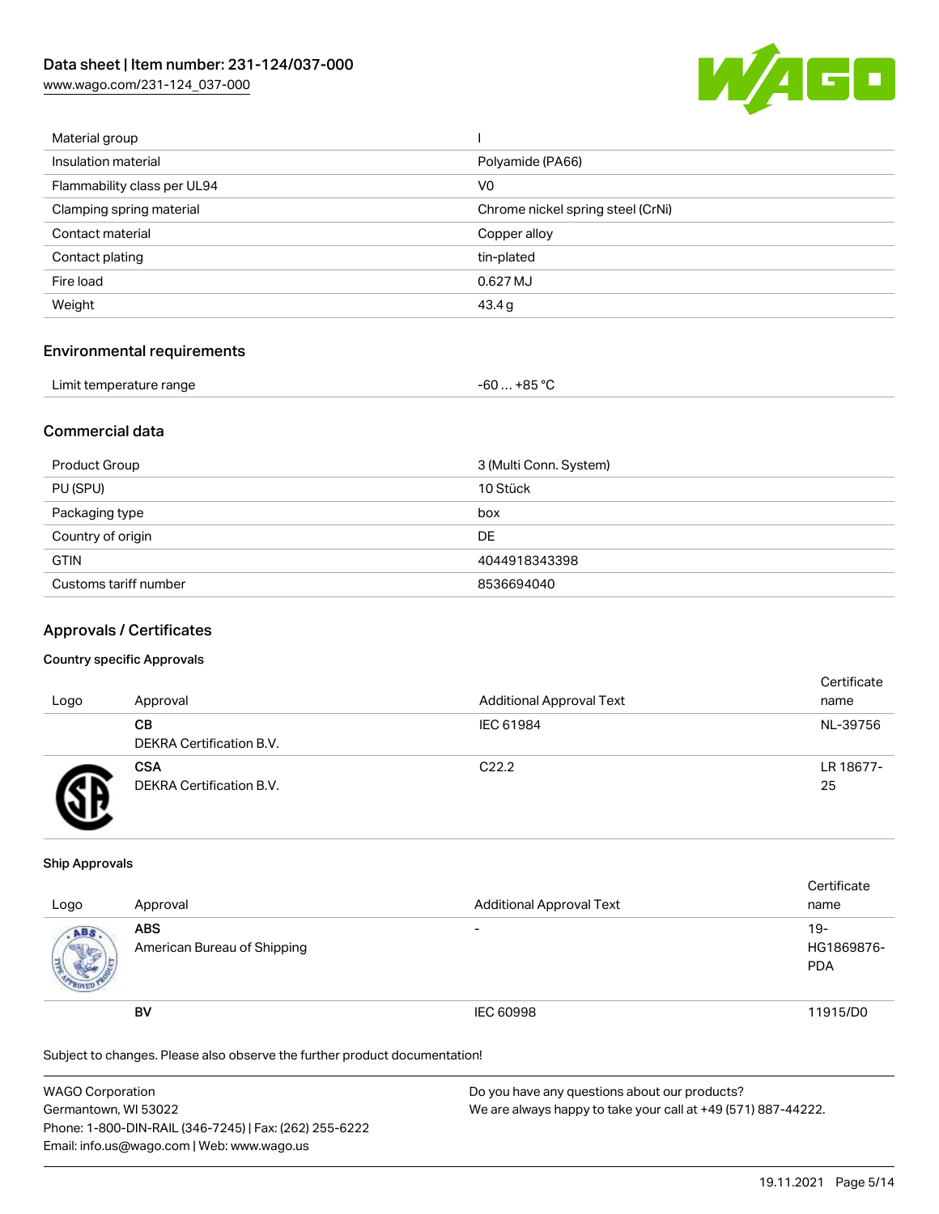| | |
|---|---|
| Material group | I |
| Insulation material | Polyamide (PA66) |
| Flammability class per UL94 | V0 |
| Clamping spring material | Chrome nickel spring steel (CrNi) |
| Contact material | Copper alloy |
| Contact plating | tin-plated |
| Fire load | 0.627 MJ |
| Weight | 43.4 g |

## Environmental requirements

| | |
|---|---|
| Limit temperature range | -60 … +85 °C |

## Commercial data

| | |
|---|---|
| Product Group | 3 (Multi Conn. System) |
| PU (SPU) | 10 Stück |
| Packaging type | box |
| Country of origin | DE |
| GTIN | 4044918343398 |
| Customs tariff number | 8536694040 |

## Approvals / Certificates

### Country specific Approvals

| Logo | Approval | Additional Approval Text | Certificate name |
|---|---|---|---|
| | **CB** DEKRA Certification B.V. | IEC 61984 | NL-39756 |
| | **CSA** DEKRA Certification B.V. | C22.2 | LR 18677-25 |

### Ship Approvals

| Logo | Approval | Additional Approval Text | Certificate name |
|---|---|---|---|
| | **ABS** American Bureau of Shipping | - | 19-HG1869876-PDA |
| | **BV** | IEC 60998 | 11915/D0 |

Subject to changes. Please also observe the further product documentation!

WAGO Corporation
Germantown, WI 53022
Phone: 1-800-DIN-RAIL (346-7245) | Fax: (262) 255-6222
Email: info.us@wago.com | Web: www.wago.us

Do you have any questions about our products?
We are always happy to take your call at +49 (571) 887-44222.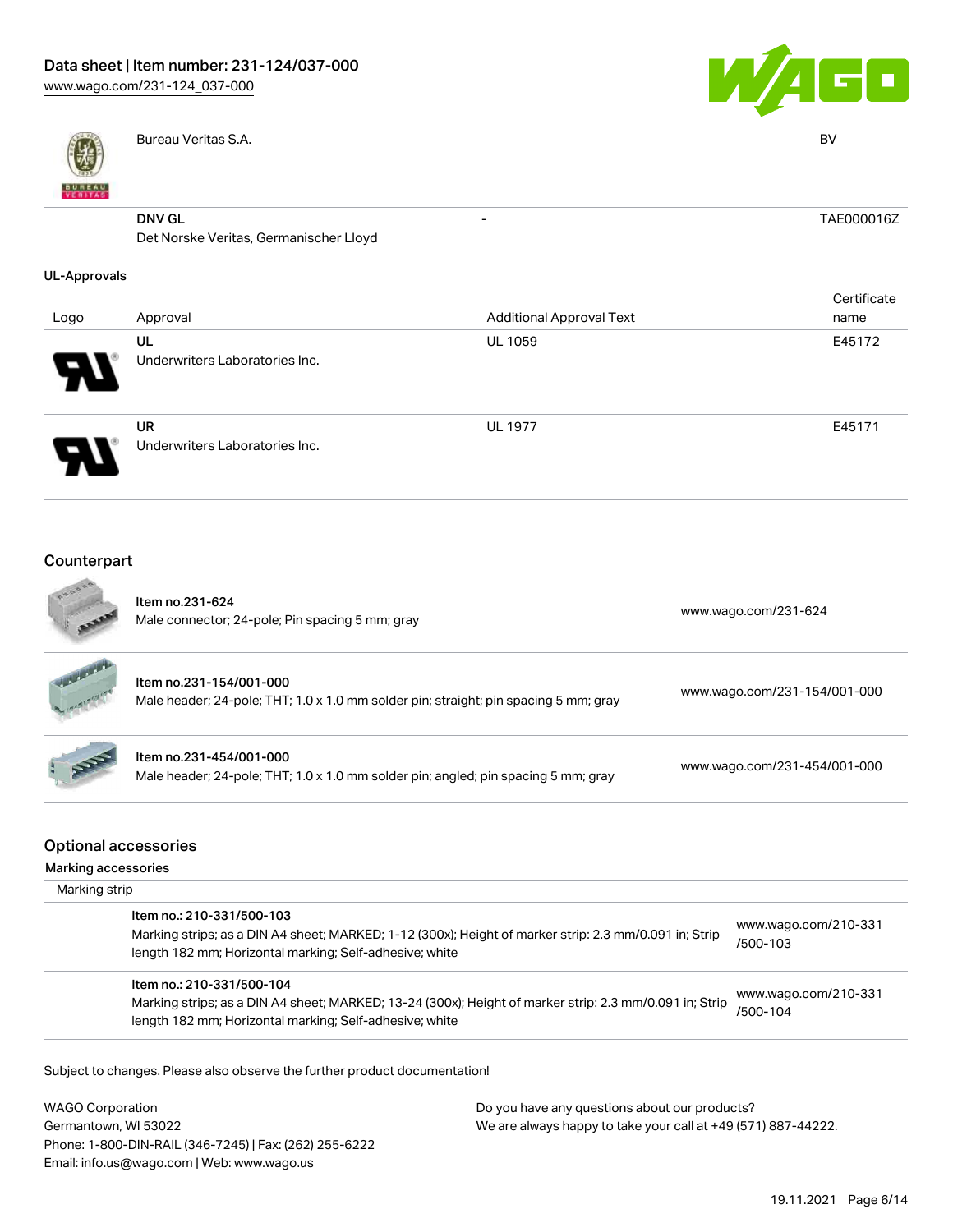| | | | |
|---|---|---|---|
| | Bureau Veritas S.A. | | BV |
| | **DNV GL** Det Norske Veritas, Germanischer Lloyd | - | TAE000016Z |

### UL-Approvals

| Logo | Approval | Additional Approval Text | Certificate name |
|---|---|---|---|
| | UL Underwriters Laboratories Inc. | UL 1059 | E45172 |
| | UR Underwriters Laboratories Inc. | UL 1977 | E45171 |

## Counterpart

| | | |
|---|---|---|
| | Item no.231-624 Male connector; 24-pole; Pin spacing 5 mm; gray | www.wago.com/231-624 |
| | Item no.231-154/001-000 Male header; 24-pole; THT; 1.0 x 1.0 mm solder pin; straight; pin spacing 5 mm; gray | www.wago.com/231-154/001-000 |
| | Item no.231-454/001-000 Male header; 24-pole; THT; 1.0 x 1.0 mm solder pin; angled; pin spacing 5 mm; gray | www.wago.com/231-454/001-000 |

## Optional accessories

### Marking accessories

Marking strip

| | | |
|---|---|---|
| | Item no.: 210-331/500-103 Marking strips; as a DIN A4 sheet; MARKED; 1-12 (300x); Height of marker strip: 2.3 mm/0.091 in; Strip length 182 mm; Horizontal marking; Self-adhesive; white | www.wago.com/210-331/500-103 |
| | Item no.: 210-331/500-104 Marking strips; as a DIN A4 sheet; MARKED; 13-24 (300x); Height of marker strip: 2.3 mm/0.091 in; Strip length 182 mm; Horizontal marking; Self-adhesive; white | www.wago.com/210-331/500-104 |

Subject to changes. Please also observe the further product documentation!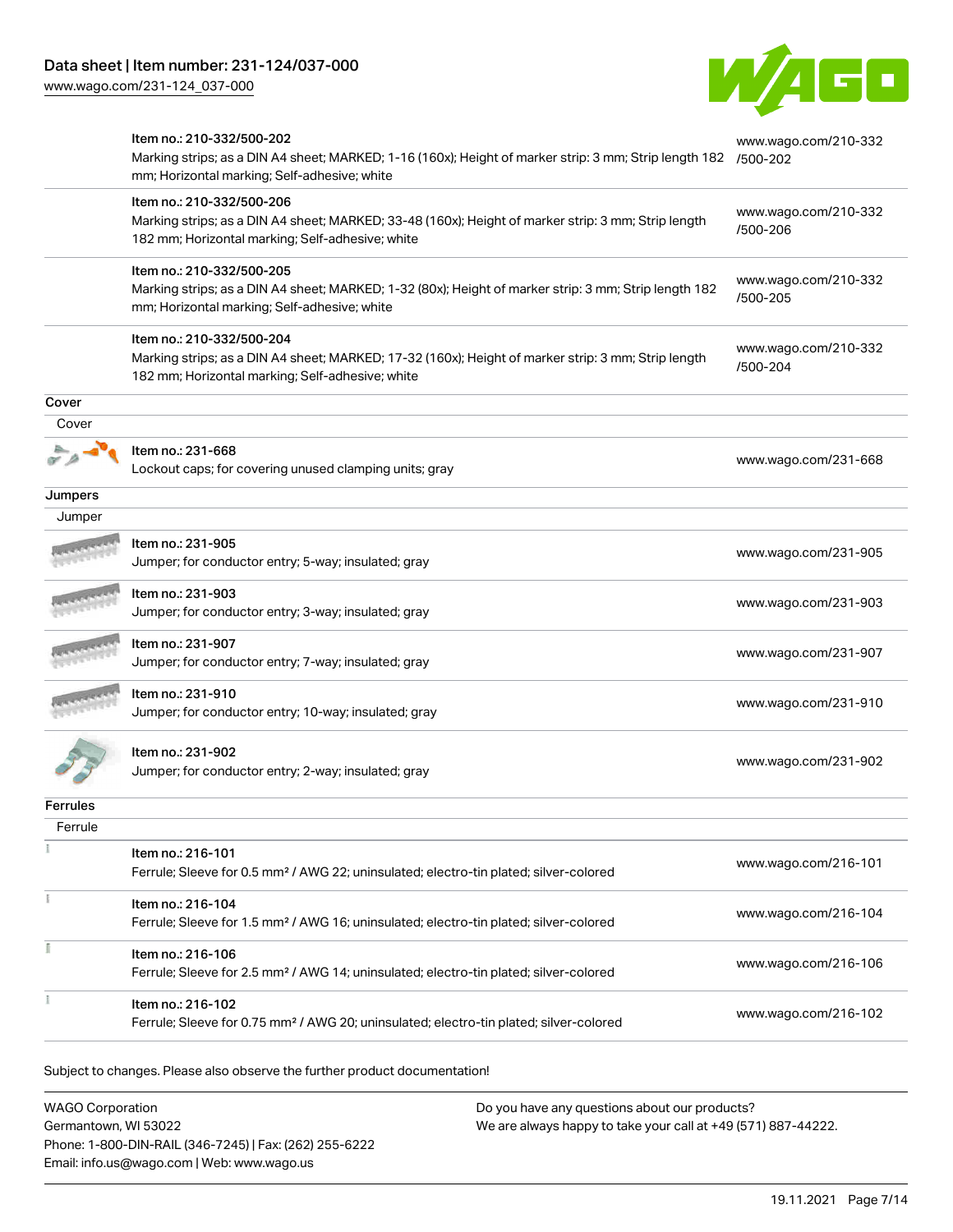| | | |
|---|---|---|
| | Item no.: 210-332/500-202<br>Marking strips; as a DIN A4 sheet; MARKED; 1-16 (160x); Height of marker strip: 3 mm; Strip length 182 mm; Horizontal marking; Self-adhesive; white | www.wago.com/210-332/500-202 |
| | Item no.: 210-332/500-206<br>Marking strips; as a DIN A4 sheet; MARKED; 33-48 (160x); Height of marker strip: 3 mm; Strip length 182 mm; Horizontal marking; Self-adhesive; white | www.wago.com/210-332/500-206 |
| | Item no.: 210-332/500-205<br>Marking strips; as a DIN A4 sheet; MARKED; 1-32 (80x); Height of marker strip: 3 mm; Strip length 182 mm; Horizontal marking; Self-adhesive; white | www.wago.com/210-332/500-205 |
| | Item no.: 210-332/500-204<br>Marking strips; as a DIN A4 sheet; MARKED; 17-32 (160x); Height of marker strip: 3 mm; Strip length 182 mm; Horizontal marking; Self-adhesive; white | www.wago.com/210-332/500-204 |

**Cover**

Cover

| | | |
|---|---|---|
| | Item no.: 231-668<br>Lockout caps; for covering unused clamping units; gray | www.wago.com/231-668 |

**Jumpers**

Jumper

| | | |
|---|---|---|
| | Item no.: 231-905<br>Jumper; for conductor entry; 5-way; insulated; gray | www.wago.com/231-905 |
| | Item no.: 231-903<br>Jumper; for conductor entry; 3-way; insulated; gray | www.wago.com/231-903 |
| | Item no.: 231-907<br>Jumper; for conductor entry; 7-way; insulated; gray | www.wago.com/231-907 |
| | Item no.: 231-910<br>Jumper; for conductor entry; 10-way; insulated; gray | www.wago.com/231-910 |
| | Item no.: 231-902<br>Jumper; for conductor entry; 2-way; insulated; gray | www.wago.com/231-902 |

**Ferrules**

Ferrule

| | | |
|---|---|---|
| | Item no.: 216-101<br>Ferrule; Sleeve for 0.5 mm² / AWG 22; uninsulated; electro-tin plated; silver-colored | www.wago.com/216-101 |
| | Item no.: 216-104<br>Ferrule; Sleeve for 1.5 mm² / AWG 16; uninsulated; electro-tin plated; silver-colored | www.wago.com/216-104 |
| | Item no.: 216-106<br>Ferrule; Sleeve for 2.5 mm² / AWG 14; uninsulated; electro-tin plated; silver-colored | www.wago.com/216-106 |
| | Item no.: 216-102<br>Ferrule; Sleeve for 0.75 mm² / AWG 20; uninsulated; electro-tin plated; silver-colored | www.wago.com/216-102 |

Subject to changes. Please also observe the further product documentation!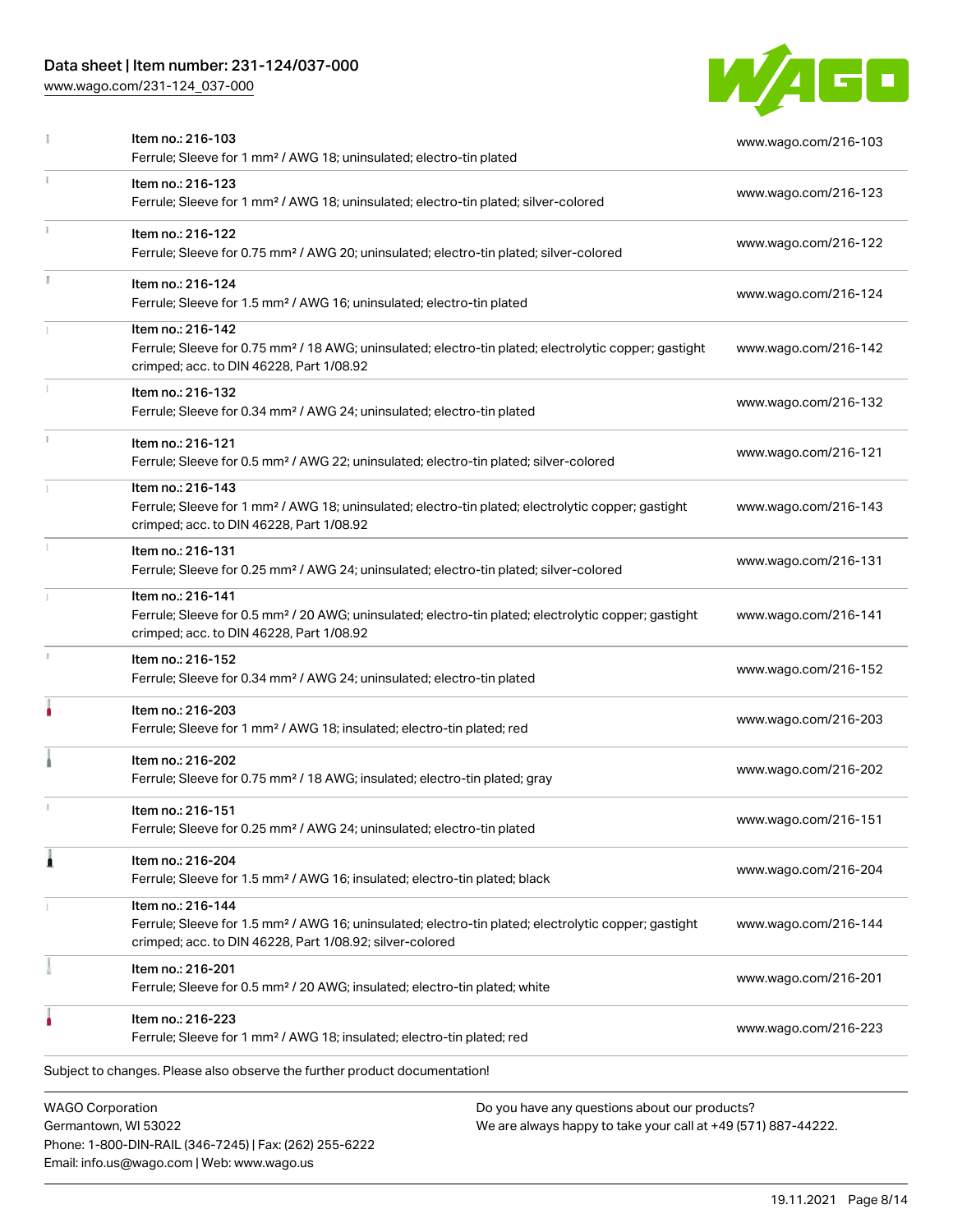| Item | Link |
|---|---|
| Item no.: 216-103<br>Ferrule; Sleeve for 1 mm² / AWG 18; uninsulated; electro-tin plated | www.wago.com/216-103 |
| Item no.: 216-123<br>Ferrule; Sleeve for 1 mm² / AWG 18; uninsulated; electro-tin plated; silver-colored | www.wago.com/216-123 |
| Item no.: 216-122<br>Ferrule; Sleeve for 0.75 mm² / AWG 20; uninsulated; electro-tin plated; silver-colored | www.wago.com/216-122 |
| Item no.: 216-124<br>Ferrule; Sleeve for 1.5 mm² / AWG 16; uninsulated; electro-tin plated | www.wago.com/216-124 |
| Item no.: 216-142<br>Ferrule; Sleeve for 0.75 mm² / 18 AWG; uninsulated; electro-tin plated; electrolytic copper; gastight crimped; acc. to DIN 46228, Part 1/08.92 | www.wago.com/216-142 |
| Item no.: 216-132<br>Ferrule; Sleeve for 0.34 mm² / AWG 24; uninsulated; electro-tin plated | www.wago.com/216-132 |
| Item no.: 216-121<br>Ferrule; Sleeve for 0.5 mm² / AWG 22; uninsulated; electro-tin plated; silver-colored | www.wago.com/216-121 |
| Item no.: 216-143<br>Ferrule; Sleeve for 1 mm² / AWG 18; uninsulated; electro-tin plated; electrolytic copper; gastight crimped; acc. to DIN 46228, Part 1/08.92 | www.wago.com/216-143 |
| Item no.: 216-131<br>Ferrule; Sleeve for 0.25 mm² / AWG 24; uninsulated; electro-tin plated; silver-colored | www.wago.com/216-131 |
| Item no.: 216-141<br>Ferrule; Sleeve for 0.5 mm² / 20 AWG; uninsulated; electro-tin plated; electrolytic copper; gastight crimped; acc. to DIN 46228, Part 1/08.92 | www.wago.com/216-141 |
| Item no.: 216-152<br>Ferrule; Sleeve for 0.34 mm² / AWG 24; uninsulated; electro-tin plated | www.wago.com/216-152 |
| Item no.: 216-203<br>Ferrule; Sleeve for 1 mm² / AWG 18; insulated; electro-tin plated; red | www.wago.com/216-203 |
| Item no.: 216-202<br>Ferrule; Sleeve for 0.75 mm² / 18 AWG; insulated; electro-tin plated; gray | www.wago.com/216-202 |
| Item no.: 216-151<br>Ferrule; Sleeve for 0.25 mm² / AWG 24; uninsulated; electro-tin plated | www.wago.com/216-151 |
| Item no.: 216-204<br>Ferrule; Sleeve for 1.5 mm² / AWG 16; insulated; electro-tin plated; black | www.wago.com/216-204 |
| Item no.: 216-144<br>Ferrule; Sleeve for 1.5 mm² / AWG 16; uninsulated; electro-tin plated; electrolytic copper; gastight crimped; acc. to DIN 46228, Part 1/08.92; silver-colored | www.wago.com/216-144 |
| Item no.: 216-201<br>Ferrule; Sleeve for 0.5 mm² / 20 AWG; insulated; electro-tin plated; white | www.wago.com/216-201 |
| Item no.: 216-223<br>Ferrule; Sleeve for 1 mm² / AWG 18; insulated; electro-tin plated; red | www.wago.com/216-223 |

Subject to changes. Please also observe the further product documentation!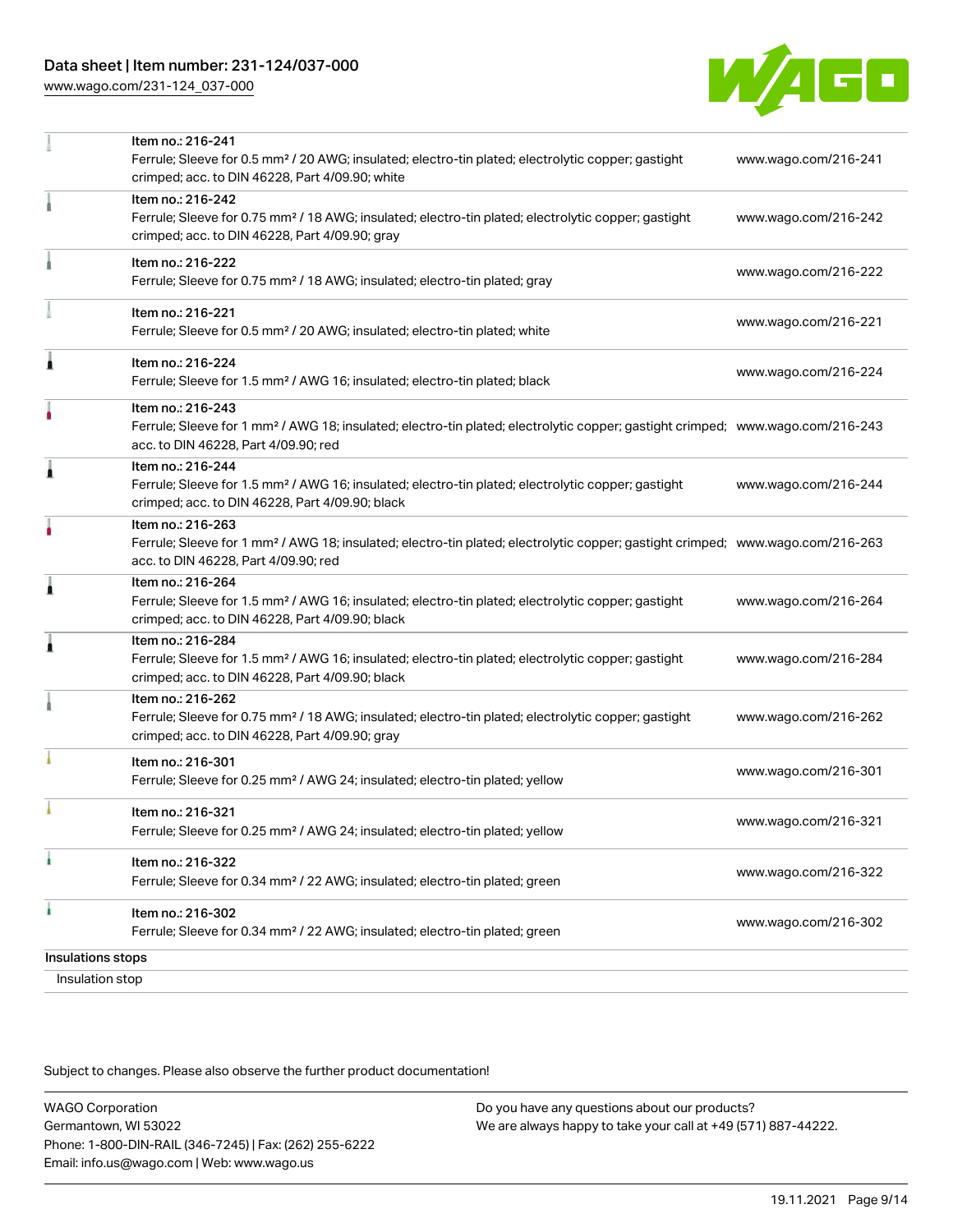| | | |
|---|---|---|
| | Item no.: 216-241<br>Ferrule; Sleeve for 0.5 mm² / 20 AWG; insulated; electro-tin plated; electrolytic copper; gastight crimped; acc. to DIN 46228, Part 4/09.90; white | www.wago.com/216-241 |
| | Item no.: 216-242<br>Ferrule; Sleeve for 0.75 mm² / 18 AWG; insulated; electro-tin plated; electrolytic copper; gastight crimped; acc. to DIN 46228, Part 4/09.90; gray | www.wago.com/216-242 |
| | Item no.: 216-222<br>Ferrule; Sleeve for 0.75 mm² / 18 AWG; insulated; electro-tin plated; gray | www.wago.com/216-222 |
| | Item no.: 216-221<br>Ferrule; Sleeve for 0.5 mm² / 20 AWG; insulated; electro-tin plated; white | www.wago.com/216-221 |
| | Item no.: 216-224<br>Ferrule; Sleeve for 1.5 mm² / AWG 16; insulated; electro-tin plated; black | www.wago.com/216-224 |
| | Item no.: 216-243<br>Ferrule; Sleeve for 1 mm² / AWG 18; insulated; electro-tin plated; electrolytic copper; gastight crimped; acc. to DIN 46228, Part 4/09.90; red | www.wago.com/216-243 |
| | Item no.: 216-244<br>Ferrule; Sleeve for 1.5 mm² / AWG 16; insulated; electro-tin plated; electrolytic copper; gastight crimped; acc. to DIN 46228, Part 4/09.90; black | www.wago.com/216-244 |
| | Item no.: 216-263<br>Ferrule; Sleeve for 1 mm² / AWG 18; insulated; electro-tin plated; electrolytic copper; gastight crimped; acc. to DIN 46228, Part 4/09.90; red | www.wago.com/216-263 |
| | Item no.: 216-264<br>Ferrule; Sleeve for 1.5 mm² / AWG 16; insulated; electro-tin plated; electrolytic copper; gastight crimped; acc. to DIN 46228, Part 4/09.90; black | www.wago.com/216-264 |
| | Item no.: 216-284<br>Ferrule; Sleeve for 1.5 mm² / AWG 16; insulated; electro-tin plated; electrolytic copper; gastight crimped; acc. to DIN 46228, Part 4/09.90; black | www.wago.com/216-284 |
| | Item no.: 216-262<br>Ferrule; Sleeve for 0.75 mm² / 18 AWG; insulated; electro-tin plated; electrolytic copper; gastight crimped; acc. to DIN 46228, Part 4/09.90; gray | www.wago.com/216-262 |
| | Item no.: 216-301<br>Ferrule; Sleeve for 0.25 mm² / AWG 24; insulated; electro-tin plated; yellow | www.wago.com/216-301 |
| | Item no.: 216-321<br>Ferrule; Sleeve for 0.25 mm² / AWG 24; insulated; electro-tin plated; yellow | www.wago.com/216-321 |
| | Item no.: 216-322<br>Ferrule; Sleeve for 0.34 mm² / 22 AWG; insulated; electro-tin plated; green | www.wago.com/216-322 |
| | Item no.: 216-302<br>Ferrule; Sleeve for 0.34 mm² / 22 AWG; insulated; electro-tin plated; green | www.wago.com/216-302 |

Insulations stops

Insulation stop

Subject to changes. Please also observe the further product documentation!

WAGO Corporation
Germantown, WI 53022
Phone: 1-800-DIN-RAIL (346-7245) | Fax: (262) 255-6222
Email: info.us@wago.com | Web: www.wago.us

Do you have any questions about our products?
We are always happy to take your call at +49 (571) 887-44222.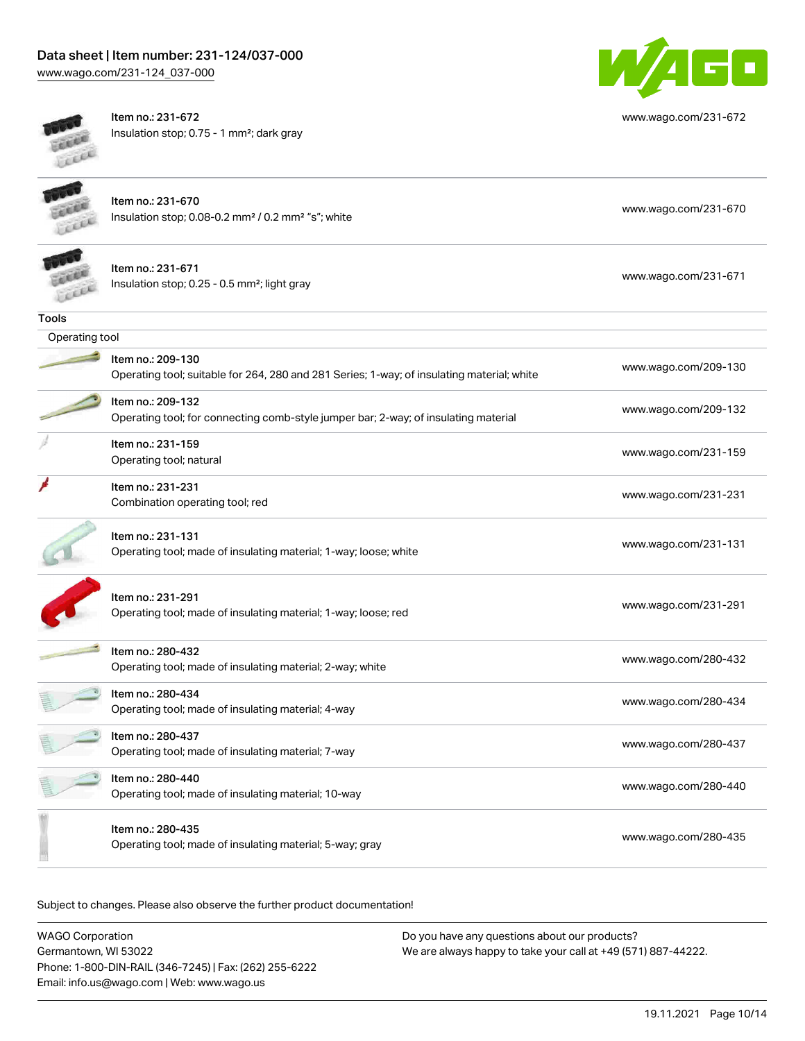| | | |
|---|---|---|
| | Item no.: 231-672<br>Insulation stop; 0.75 - 1 mm²; dark gray | www.wago.com/231-672 |
| | Item no.: 231-670<br>Insulation stop; 0.08-0.2 mm² / 0.2 mm² "s"; white | www.wago.com/231-670 |
| | Item no.: 231-671<br>Insulation stop; 0.25 - 0.5 mm²; light gray | www.wago.com/231-671 |

**Tools**

Operating tool

| | | |
|---|---|---|
| | Item no.: 209-130<br>Operating tool; suitable for 264, 280 and 281 Series; 1-way; of insulating material; white | www.wago.com/209-130 |
| | Item no.: 209-132<br>Operating tool; for connecting comb-style jumper bar; 2-way; of insulating material | www.wago.com/209-132 |
| | Item no.: 231-159<br>Operating tool; natural | www.wago.com/231-159 |
| | Item no.: 231-231<br>Combination operating tool; red | www.wago.com/231-231 |
| | Item no.: 231-131<br>Operating tool; made of insulating material; 1-way; loose; white | www.wago.com/231-131 |
| | Item no.: 231-291<br>Operating tool; made of insulating material; 1-way; loose; red | www.wago.com/231-291 |
| | Item no.: 280-432<br>Operating tool; made of insulating material; 2-way; white | www.wago.com/280-432 |
| | Item no.: 280-434<br>Operating tool; made of insulating material; 4-way | www.wago.com/280-434 |
| | Item no.: 280-437<br>Operating tool; made of insulating material; 7-way | www.wago.com/280-437 |
| | Item no.: 280-440<br>Operating tool; made of insulating material; 10-way | www.wago.com/280-440 |
| | Item no.: 280-435<br>Operating tool; made of insulating material; 5-way; gray | www.wago.com/280-435 |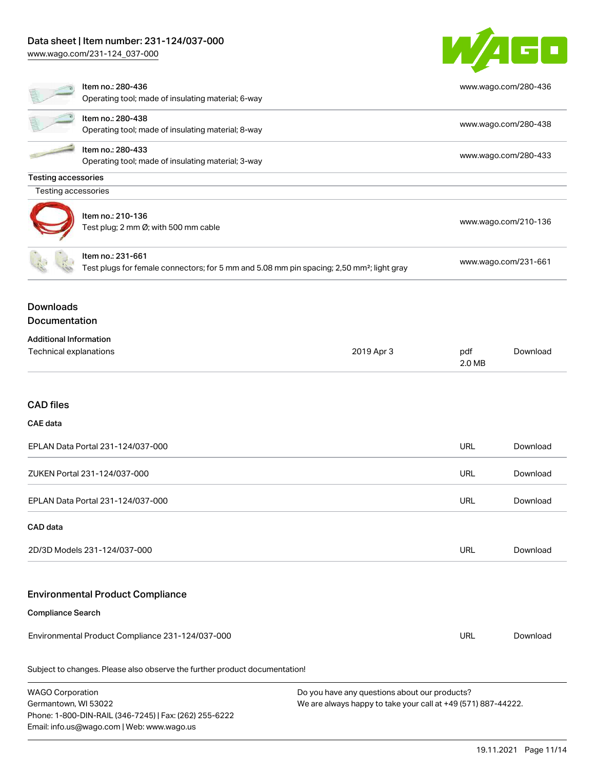| Item | URL |
| --- | --- |
| Item no.: 280-436<br>Operating tool; made of insulating material; 6-way | www.wago.com/280-436 |
| Item no.: 280-438<br>Operating tool; made of insulating material; 8-way | www.wago.com/280-438 |
| Item no.: 280-433<br>Operating tool; made of insulating material; 3-way | www.wago.com/280-433 |

**Testing accessories**

Testing accessories

| Item | URL |
| --- | --- |
| Item no.: 210-136<br>Test plug; 2 mm Ø; with 500 mm cable | www.wago.com/210-136 |
| Item no.: 231-661<br>Test plugs for female connectors; for 5 mm and 5.08 mm pin spacing; 2,50 mm²; light gray | www.wago.com/231-661 |

## Downloads

### Documentation

**Additional Information**

| | | | |
| --- | --- | --- | --- |
| Technical explanations | 2019 Apr 3 | pdf<br>2.0 MB | Download |

### CAD files

**CAE data**

| | | |
| --- | --- | --- |
| EPLAN Data Portal 231-124/037-000 | URL | Download |
| ZUKEN Portal 231-124/037-000 | URL | Download |
| EPLAN Data Portal 231-124/037-000 | URL | Download |

**CAD data**

| | | |
| --- | --- | --- |
| 2D/3D Models 231-124/037-000 | URL | Download |

### Environmental Product Compliance

**Compliance Search**

| | | |
| --- | --- | --- |
| Environmental Product Compliance 231-124/037-000 | URL | Download |

Subject to changes. Please also observe the further product documentation!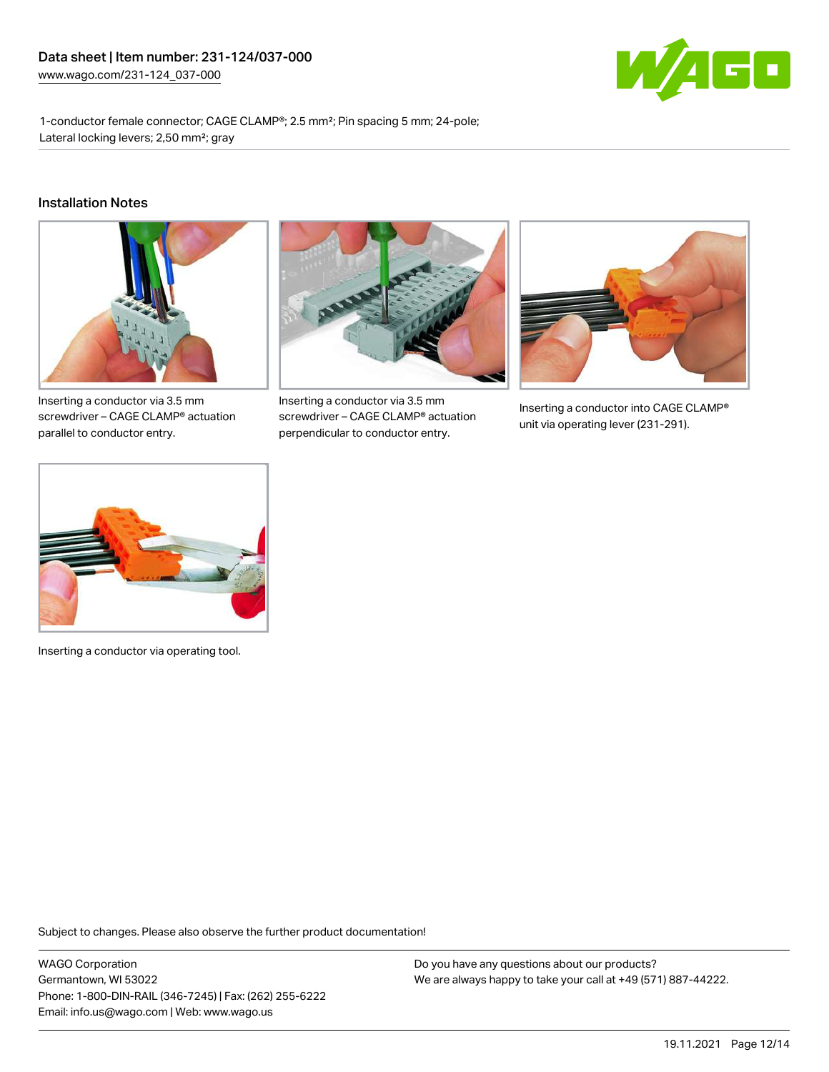1-conductor female connector; CAGE CLAMP®; 2.5 mm²; Pin spacing 5 mm; 24-pole; Lateral locking levers; 2,50 mm²; gray

## Installation Notes

Inserting a conductor via 3.5 mm screwdriver – CAGE CLAMP® actuation parallel to conductor entry.

Inserting a conductor via 3.5 mm screwdriver – CAGE CLAMP® actuation perpendicular to conductor entry.

Inserting a conductor into CAGE CLAMP® unit via operating lever (231-291).

Inserting a conductor via operating tool.

Subject to changes. Please also observe the further product documentation!

WAGO Corporation
Germantown, WI 53022
Phone: 1-800-DIN-RAIL (346-7245) | Fax: (262) 255-6222
Email: info.us@wago.com | Web: www.wago.us

Do you have any questions about our products?
We are always happy to take your call at +49 (571) 887-44222.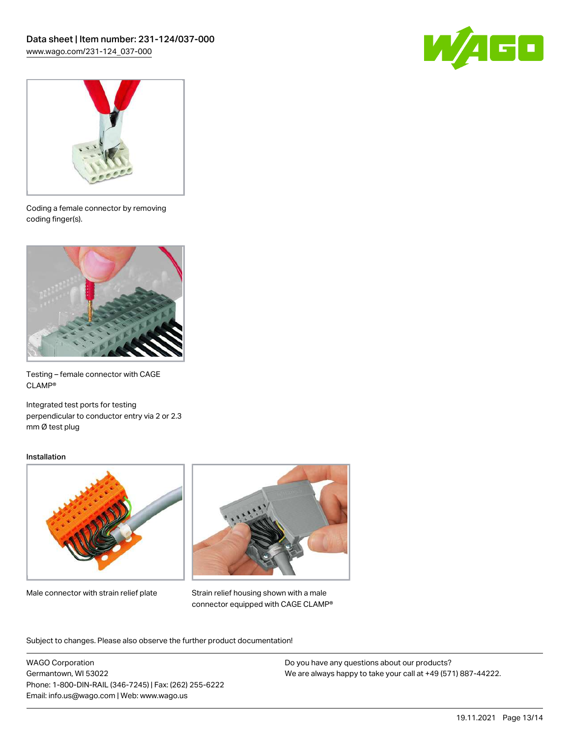Coding a female connector by removing coding finger(s).

Testing – female connector with CAGE CLAMP®

Integrated test ports for testing perpendicular to conductor entry via 2 or 2.3 mm Ø test plug

### Installation

Male connector with strain relief plate

Strain relief housing shown with a male connector equipped with CAGE CLAMP®

Subject to changes. Please also observe the further product documentation!

WAGO Corporation
Germantown, WI 53022
Phone: 1-800-DIN-RAIL (346-7245) | Fax: (262) 255-6222
Email: info.us@wago.com | Web: www.wago.us

Do you have any questions about our products?
We are always happy to take your call at +49 (571) 887-44222.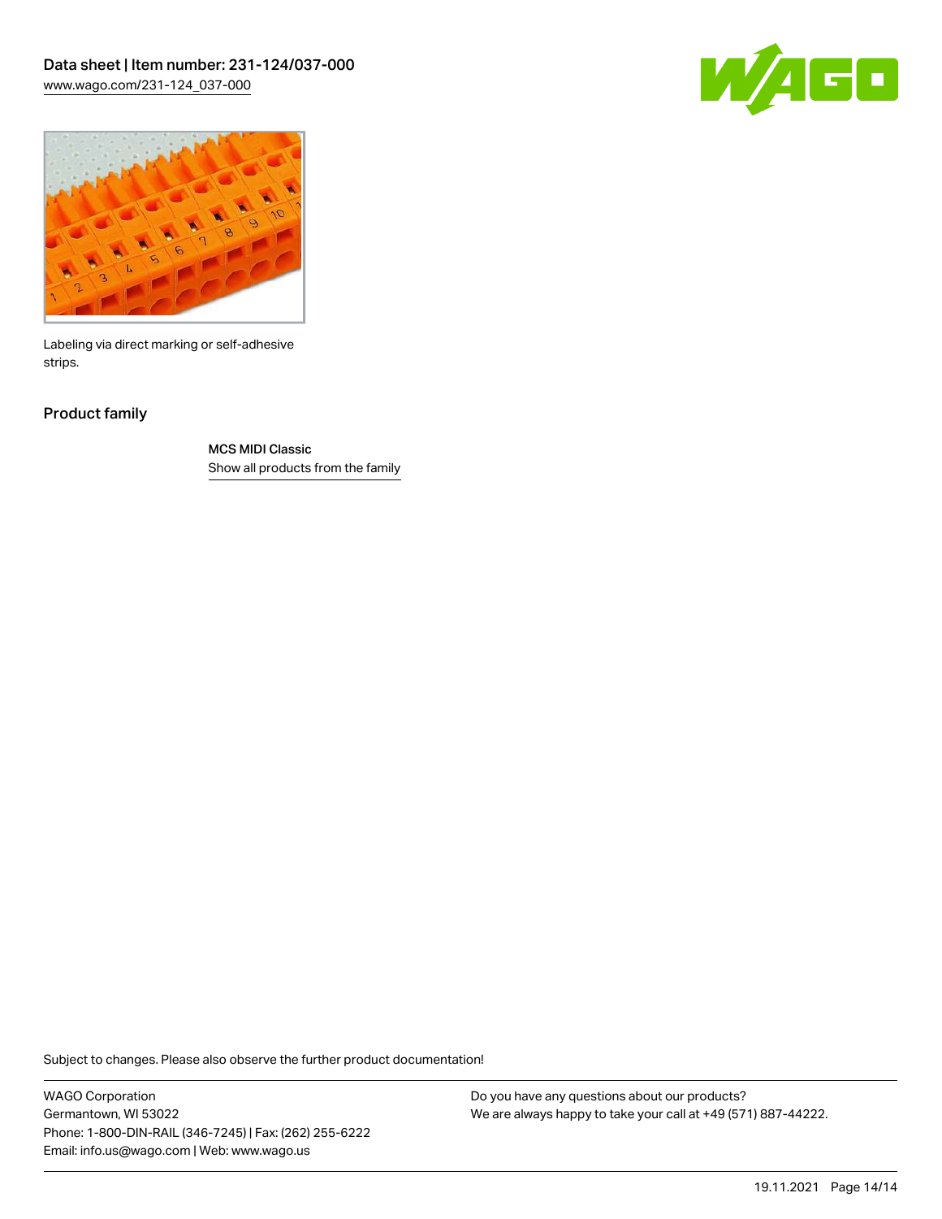Labeling via direct marking or self-adhesive strips.

## Product family

MCS MIDI Classic
Show all products from the family

Subject to changes. Please also observe the further product documentation!

WAGO Corporation
Germantown, WI 53022
Phone: 1-800-DIN-RAIL (346-7245) | Fax: (262) 255-6222
Email: info.us@wago.com | Web: www.wago.us

Do you have any questions about our products?
We are always happy to take your call at +49 (571) 887-44222.